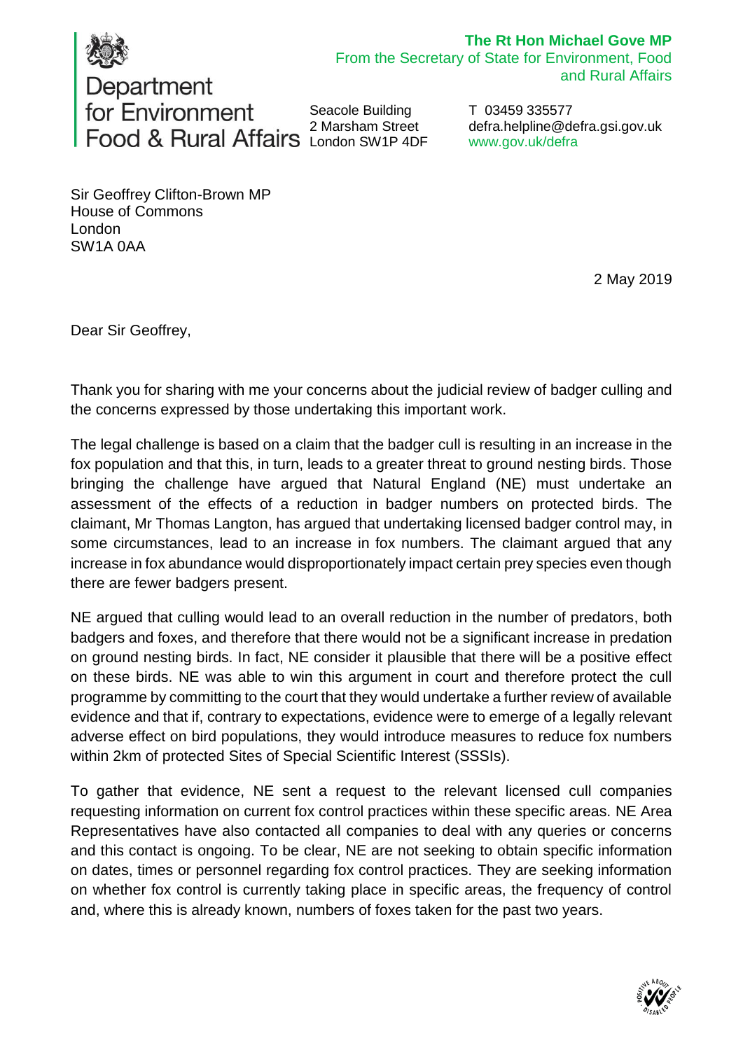Department for Environment Food & Rural Affairs

**The Rt Hon Michael Gove MP**
From the Secretary of State for Environment, Food and Rural Affairs

Seacole Building
2 Marsham Street
London SW1P 4DF

T 03459 335577
defra.helpline@defra.gsi.gov.uk
www.gov.uk/defra

Sir Geoffrey Clifton-Brown MP
House of Commons
London
SW1A 0AA

2 May 2019

Dear Sir Geoffrey,

Thank you for sharing with me your concerns about the judicial review of badger culling and the concerns expressed by those undertaking this important work.

The legal challenge is based on a claim that the badger cull is resulting in an increase in the fox population and that this, in turn, leads to a greater threat to ground nesting birds. Those bringing the challenge have argued that Natural England (NE) must undertake an assessment of the effects of a reduction in badger numbers on protected birds. The claimant, Mr Thomas Langton, has argued that undertaking licensed badger control may, in some circumstances, lead to an increase in fox numbers. The claimant argued that any increase in fox abundance would disproportionately impact certain prey species even though there are fewer badgers present.

NE argued that culling would lead to an overall reduction in the number of predators, both badgers and foxes, and therefore that there would not be a significant increase in predation on ground nesting birds. In fact, NE consider it plausible that there will be a positive effect on these birds. NE was able to win this argument in court and therefore protect the cull programme by committing to the court that they would undertake a further review of available evidence and that if, contrary to expectations, evidence were to emerge of a legally relevant adverse effect on bird populations, they would introduce measures to reduce fox numbers within 2km of protected Sites of Special Scientific Interest (SSSIs).

To gather that evidence, NE sent a request to the relevant licensed cull companies requesting information on current fox control practices within these specific areas. NE Area Representatives have also contacted all companies to deal with any queries or concerns and this contact is ongoing. To be clear, NE are not seeking to obtain specific information on dates, times or personnel regarding fox control practices. They are seeking information on whether fox control is currently taking place in specific areas, the frequency of control and, where this is already known, numbers of foxes taken for the past two years.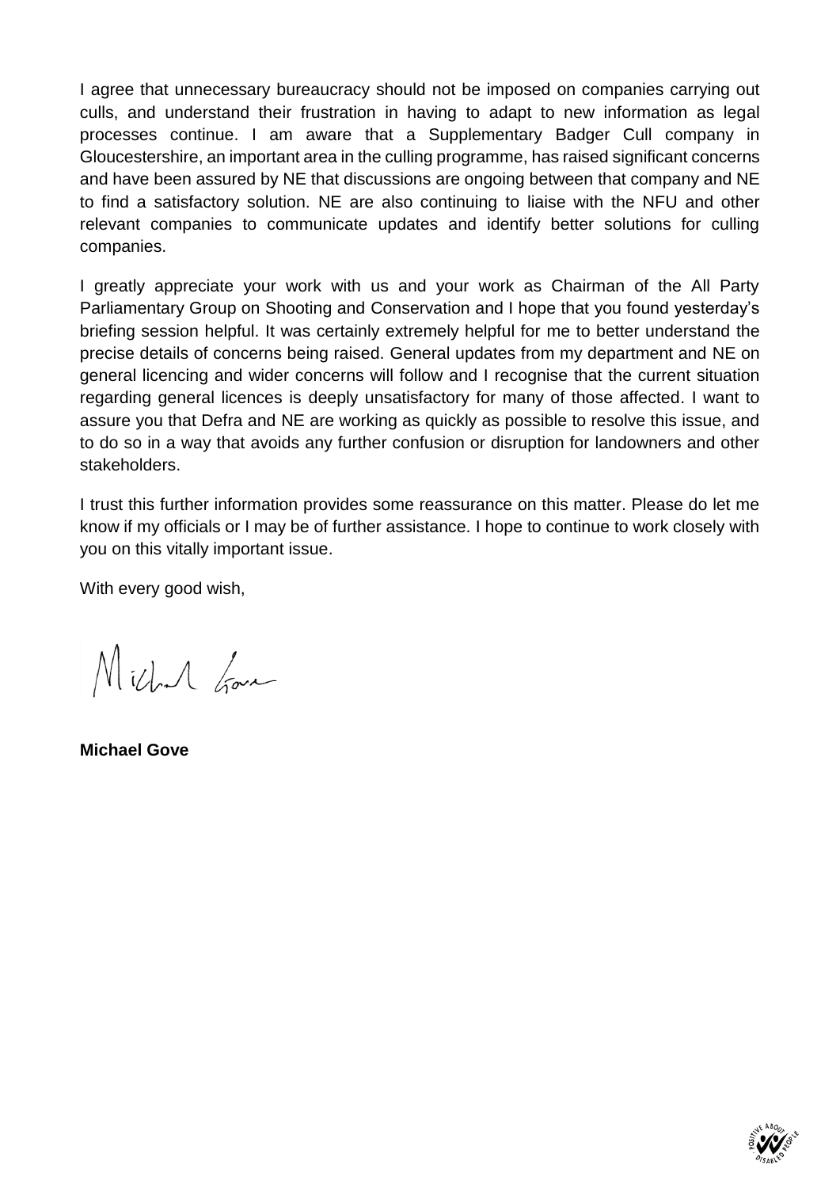I agree that unnecessary bureaucracy should not be imposed on companies carrying out culls, and understand their frustration in having to adapt to new information as legal processes continue. I am aware that a Supplementary Badger Cull company in Gloucestershire, an important area in the culling programme, has raised significant concerns and have been assured by NE that discussions are ongoing between that company and NE to find a satisfactory solution. NE are also continuing to liaise with the NFU and other relevant companies to communicate updates and identify better solutions for culling companies.

I greatly appreciate your work with us and your work as Chairman of the All Party Parliamentary Group on Shooting and Conservation and I hope that you found yesterday's briefing session helpful. It was certainly extremely helpful for me to better understand the precise details of concerns being raised. General updates from my department and NE on general licencing and wider concerns will follow and I recognise that the current situation regarding general licences is deeply unsatisfactory for many of those affected. I want to assure you that Defra and NE are working as quickly as possible to resolve this issue, and to do so in a way that avoids any further confusion or disruption for landowners and other stakeholders.

I trust this further information provides some reassurance on this matter. Please do let me know if my officials or I may be of further assistance. I hope to continue to work closely with you on this vitally important issue.

With every good wish,

Michael Gove

**Michael Gove**